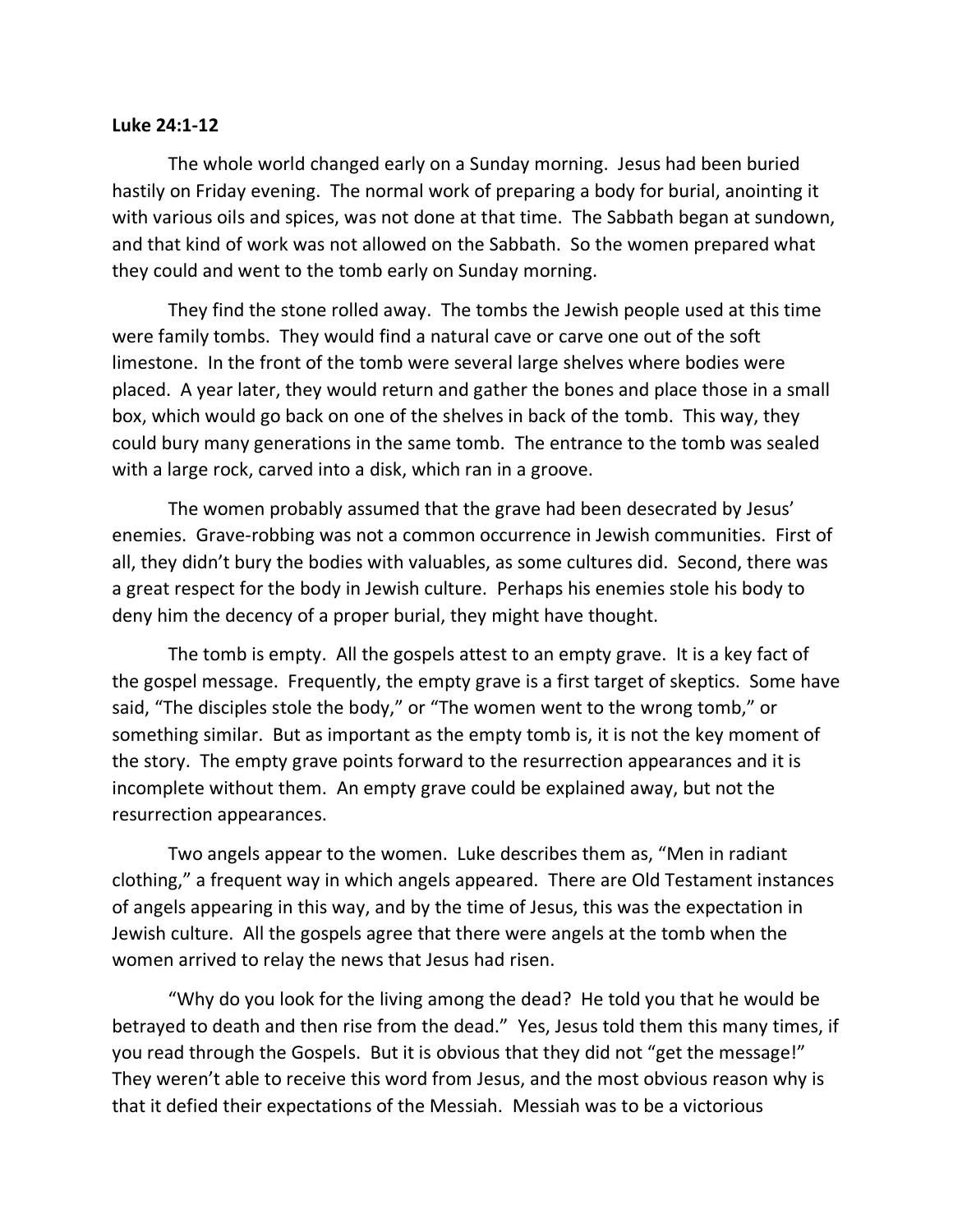**Luke 24:1-12**

The whole world changed early on a Sunday morning. Jesus had been buried hastily on Friday evening. The normal work of preparing a body for burial, anointing it with various oils and spices, was not done at that time. The Sabbath began at sundown, and that kind of work was not allowed on the Sabbath. So the women prepared what they could and went to the tomb early on Sunday morning.

They find the stone rolled away. The tombs the Jewish people used at this time were family tombs. They would find a natural cave or carve one out of the soft limestone. In the front of the tomb were several large shelves where bodies were placed. A year later, they would return and gather the bones and place those in a small box, which would go back on one of the shelves in back of the tomb. This way, they could bury many generations in the same tomb. The entrance to the tomb was sealed with a large rock, carved into a disk, which ran in a groove.

The women probably assumed that the grave had been desecrated by Jesus' enemies. Grave-robbing was not a common occurrence in Jewish communities. First of all, they didn't bury the bodies with valuables, as some cultures did. Second, there was a great respect for the body in Jewish culture. Perhaps his enemies stole his body to deny him the decency of a proper burial, they might have thought.

The tomb is empty. All the gospels attest to an empty grave. It is a key fact of the gospel message. Frequently, the empty grave is a first target of skeptics. Some have said, "The disciples stole the body," or "The women went to the wrong tomb," or something similar. But as important as the empty tomb is, it is not the key moment of the story. The empty grave points forward to the resurrection appearances and it is incomplete without them. An empty grave could be explained away, but not the resurrection appearances.

Two angels appear to the women. Luke describes them as, "Men in radiant clothing," a frequent way in which angels appeared. There are Old Testament instances of angels appearing in this way, and by the time of Jesus, this was the expectation in Jewish culture. All the gospels agree that there were angels at the tomb when the women arrived to relay the news that Jesus had risen.

"Why do you look for the living among the dead? He told you that he would be betrayed to death and then rise from the dead." Yes, Jesus told them this many times, if you read through the Gospels. But it is obvious that they did not "get the message!" They weren't able to receive this word from Jesus, and the most obvious reason why is that it defied their expectations of the Messiah. Messiah was to be a victorious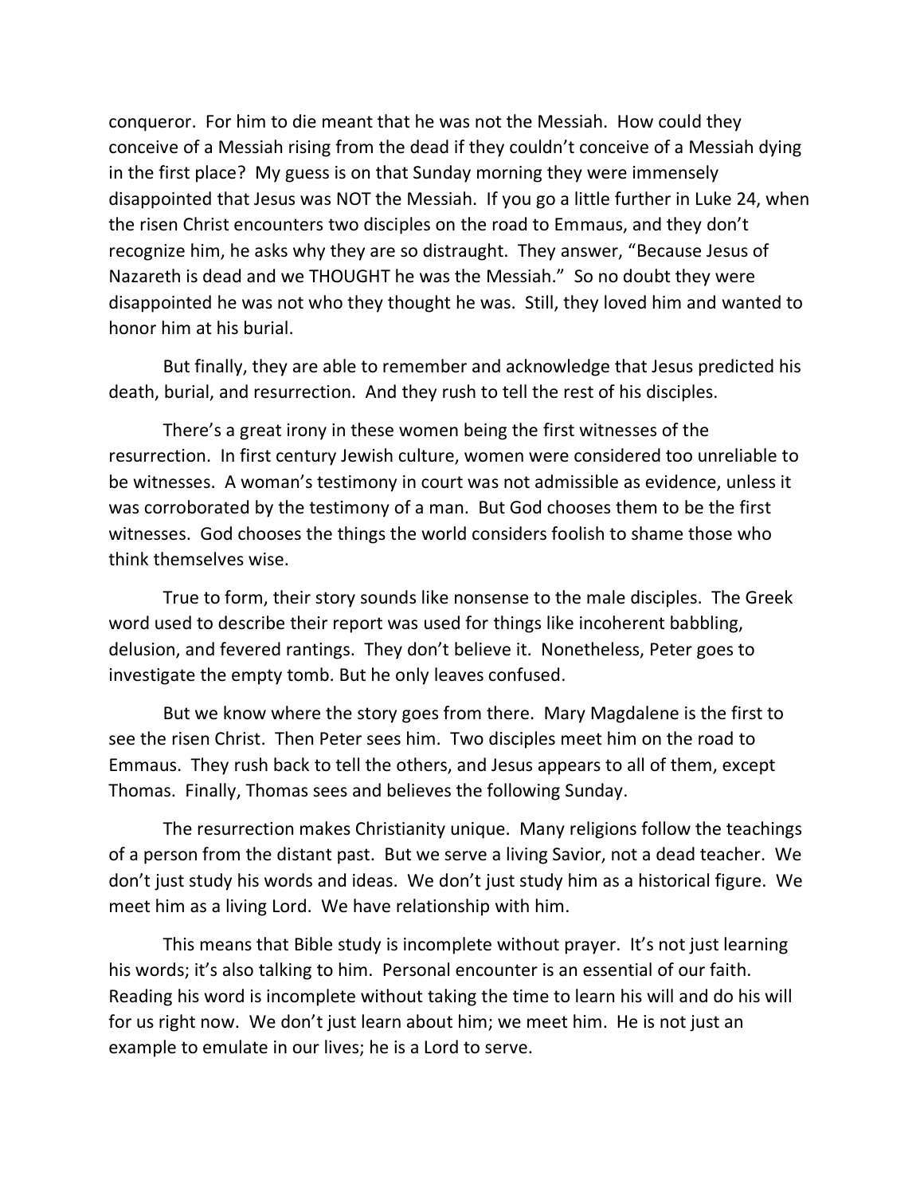conqueror. For him to die meant that he was not the Messiah. How could they conceive of a Messiah rising from the dead if they couldn't conceive of a Messiah dying in the first place? My guess is on that Sunday morning they were immensely disappointed that Jesus was NOT the Messiah. If you go a little further in Luke 24, when the risen Christ encounters two disciples on the road to Emmaus, and they don't recognize him, he asks why they are so distraught. They answer, "Because Jesus of Nazareth is dead and we THOUGHT he was the Messiah." So no doubt they were disappointed he was not who they thought he was. Still, they loved him and wanted to honor him at his burial.

But finally, they are able to remember and acknowledge that Jesus predicted his death, burial, and resurrection. And they rush to tell the rest of his disciples.

There's a great irony in these women being the first witnesses of the resurrection. In first century Jewish culture, women were considered too unreliable to be witnesses. A woman's testimony in court was not admissible as evidence, unless it was corroborated by the testimony of a man. But God chooses them to be the first witnesses. God chooses the things the world considers foolish to shame those who think themselves wise.

True to form, their story sounds like nonsense to the male disciples. The Greek word used to describe their report was used for things like incoherent babbling, delusion, and fevered rantings. They don't believe it. Nonetheless, Peter goes to investigate the empty tomb. But he only leaves confused.

But we know where the story goes from there. Mary Magdalene is the first to see the risen Christ. Then Peter sees him. Two disciples meet him on the road to Emmaus. They rush back to tell the others, and Jesus appears to all of them, except Thomas. Finally, Thomas sees and believes the following Sunday.

The resurrection makes Christianity unique. Many religions follow the teachings of a person from the distant past. But we serve a living Savior, not a dead teacher. We don't just study his words and ideas. We don't just study him as a historical figure. We meet him as a living Lord. We have relationship with him.

This means that Bible study is incomplete without prayer. It's not just learning his words; it's also talking to him. Personal encounter is an essential of our faith. Reading his word is incomplete without taking the time to learn his will and do his will for us right now. We don't just learn about him; we meet him. He is not just an example to emulate in our lives; he is a Lord to serve.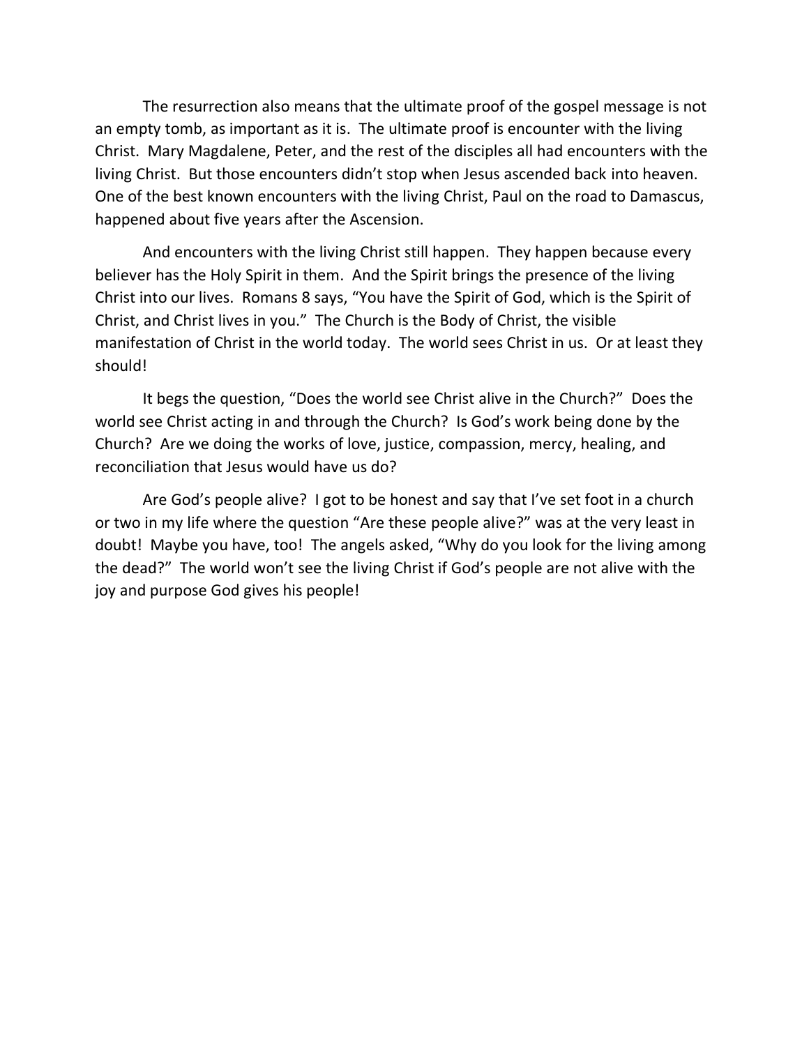The resurrection also means that the ultimate proof of the gospel message is not an empty tomb, as important as it is. The ultimate proof is encounter with the living Christ. Mary Magdalene, Peter, and the rest of the disciples all had encounters with the living Christ. But those encounters didn't stop when Jesus ascended back into heaven. One of the best known encounters with the living Christ, Paul on the road to Damascus, happened about five years after the Ascension.

And encounters with the living Christ still happen. They happen because every believer has the Holy Spirit in them. And the Spirit brings the presence of the living Christ into our lives. Romans 8 says, "You have the Spirit of God, which is the Spirit of Christ, and Christ lives in you." The Church is the Body of Christ, the visible manifestation of Christ in the world today. The world sees Christ in us. Or at least they should!

It begs the question, "Does the world see Christ alive in the Church?" Does the world see Christ acting in and through the Church? Is God's work being done by the Church? Are we doing the works of love, justice, compassion, mercy, healing, and reconciliation that Jesus would have us do?

Are God's people alive? I got to be honest and say that I've set foot in a church or two in my life where the question "Are these people alive?" was at the very least in doubt! Maybe you have, too! The angels asked, "Why do you look for the living among the dead?" The world won't see the living Christ if God's people are not alive with the joy and purpose God gives his people!